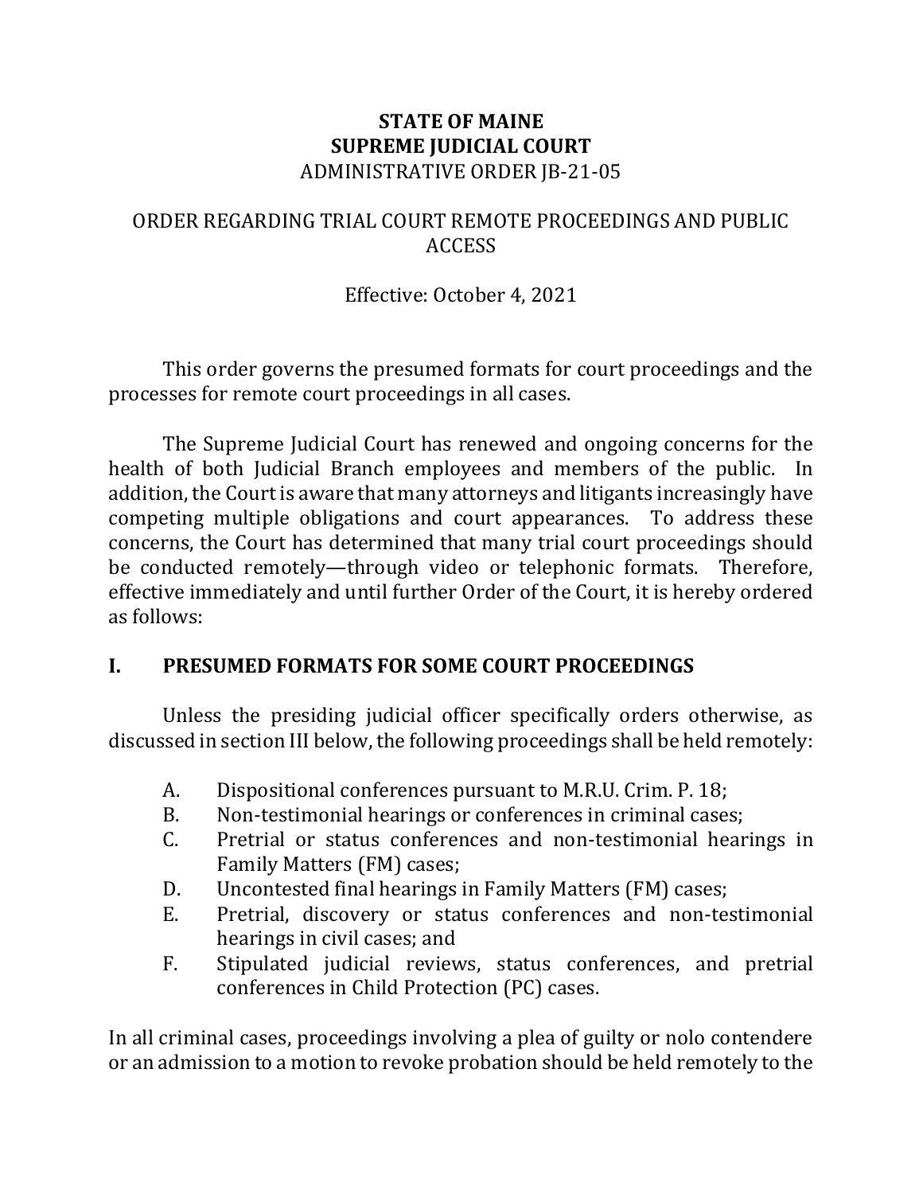**STATE OF MAINE**
**SUPREME JUDICIAL COURT**
ADMINISTRATIVE ORDER JB-21-05

ORDER REGARDING TRIAL COURT REMOTE PROCEEDINGS AND PUBLIC ACCESS

Effective: October 4, 2021

This order governs the presumed formats for court proceedings and the processes for remote court proceedings in all cases.

The Supreme Judicial Court has renewed and ongoing concerns for the health of both Judicial Branch employees and members of the public. In addition, the Court is aware that many attorneys and litigants increasingly have competing multiple obligations and court appearances. To address these concerns, the Court has determined that many trial court proceedings should be conducted remotely—through video or telephonic formats. Therefore, effective immediately and until further Order of the Court, it is hereby ordered as follows:

## I. PRESUMED FORMATS FOR SOME COURT PROCEEDINGS

Unless the presiding judicial officer specifically orders otherwise, as discussed in section III below, the following proceedings shall be held remotely:

A. Dispositional conferences pursuant to M.R.U. Crim. P. 18;
B. Non-testimonial hearings or conferences in criminal cases;
C. Pretrial or status conferences and non-testimonial hearings in Family Matters (FM) cases;
D. Uncontested final hearings in Family Matters (FM) cases;
E. Pretrial, discovery or status conferences and non-testimonial hearings in civil cases; and
F. Stipulated judicial reviews, status conferences, and pretrial conferences in Child Protection (PC) cases.

In all criminal cases, proceedings involving a plea of guilty or nolo contendere or an admission to a motion to revoke probation should be held remotely to the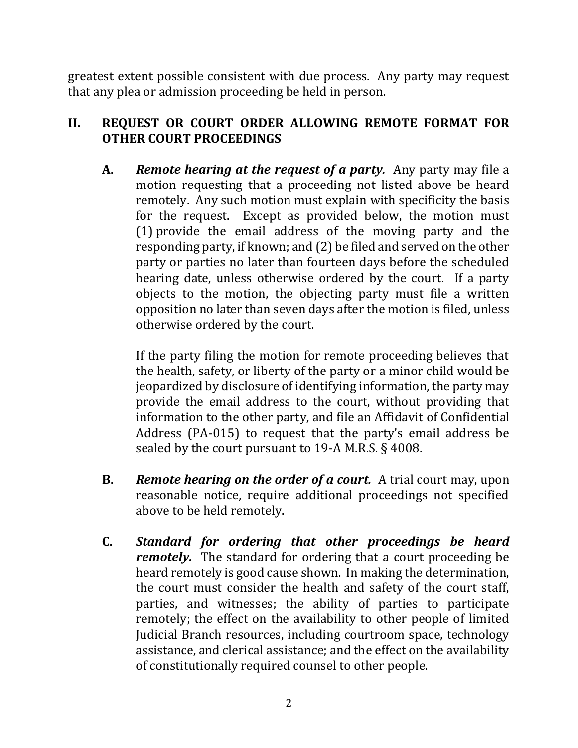greatest extent possible consistent with due process. Any party may request that any plea or admission proceeding be held in person.

## II. REQUEST OR COURT ORDER ALLOWING REMOTE FORMAT FOR OTHER COURT PROCEEDINGS

**A.** ***Remote hearing at the request of a party.*** Any party may file a motion requesting that a proceeding not listed above be heard remotely. Any such motion must explain with specificity the basis for the request. Except as provided below, the motion must (1) provide the email address of the moving party and the responding party, if known; and (2) be filed and served on the other party or parties no later than fourteen days before the scheduled hearing date, unless otherwise ordered by the court. If a party objects to the motion, the objecting party must file a written opposition no later than seven days after the motion is filed, unless otherwise ordered by the court.

If the party filing the motion for remote proceeding believes that the health, safety, or liberty of the party or a minor child would be jeopardized by disclosure of identifying information, the party may provide the email address to the court, without providing that information to the other party, and file an Affidavit of Confidential Address (PA-015) to request that the party's email address be sealed by the court pursuant to 19-A M.R.S. § 4008.

**B.** ***Remote hearing on the order of a court.*** A trial court may, upon reasonable notice, require additional proceedings not specified above to be held remotely.

**C.** ***Standard for ordering that other proceedings be heard remotely.*** The standard for ordering that a court proceeding be heard remotely is good cause shown. In making the determination, the court must consider the health and safety of the court staff, parties, and witnesses; the ability of parties to participate remotely; the effect on the availability to other people of limited Judicial Branch resources, including courtroom space, technology assistance, and clerical assistance; and the effect on the availability of constitutionally required counsel to other people.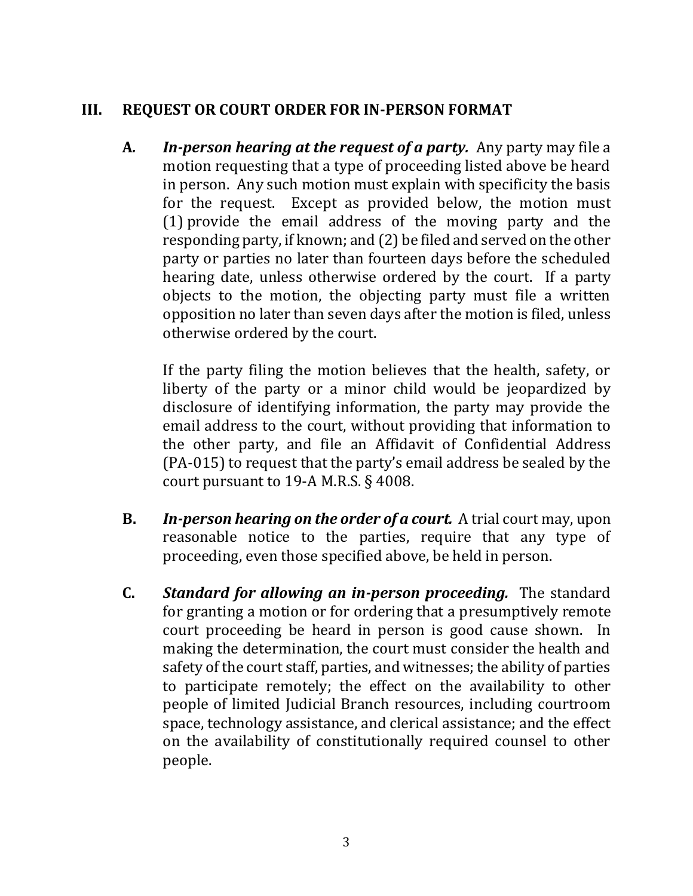## III. REQUEST OR COURT ORDER FOR IN-PERSON FORMAT

**A.** ***In-person hearing at the request of a party.*** Any party may file a motion requesting that a type of proceeding listed above be heard in person. Any such motion must explain with specificity the basis for the request. Except as provided below, the motion must (1) provide the email address of the moving party and the responding party, if known; and (2) be filed and served on the other party or parties no later than fourteen days before the scheduled hearing date, unless otherwise ordered by the court. If a party objects to the motion, the objecting party must file a written opposition no later than seven days after the motion is filed, unless otherwise ordered by the court.

If the party filing the motion believes that the health, safety, or liberty of the party or a minor child would be jeopardized by disclosure of identifying information, the party may provide the email address to the court, without providing that information to the other party, and file an Affidavit of Confidential Address (PA-015) to request that the party's email address be sealed by the court pursuant to 19-A M.R.S. § 4008.

**B.** ***In-person hearing on the order of a court.*** A trial court may, upon reasonable notice to the parties, require that any type of proceeding, even those specified above, be held in person.

**C.** ***Standard for allowing an in-person proceeding.*** The standard for granting a motion or for ordering that a presumptively remote court proceeding be heard in person is good cause shown. In making the determination, the court must consider the health and safety of the court staff, parties, and witnesses; the ability of parties to participate remotely; the effect on the availability to other people of limited Judicial Branch resources, including courtroom space, technology assistance, and clerical assistance; and the effect on the availability of constitutionally required counsel to other people.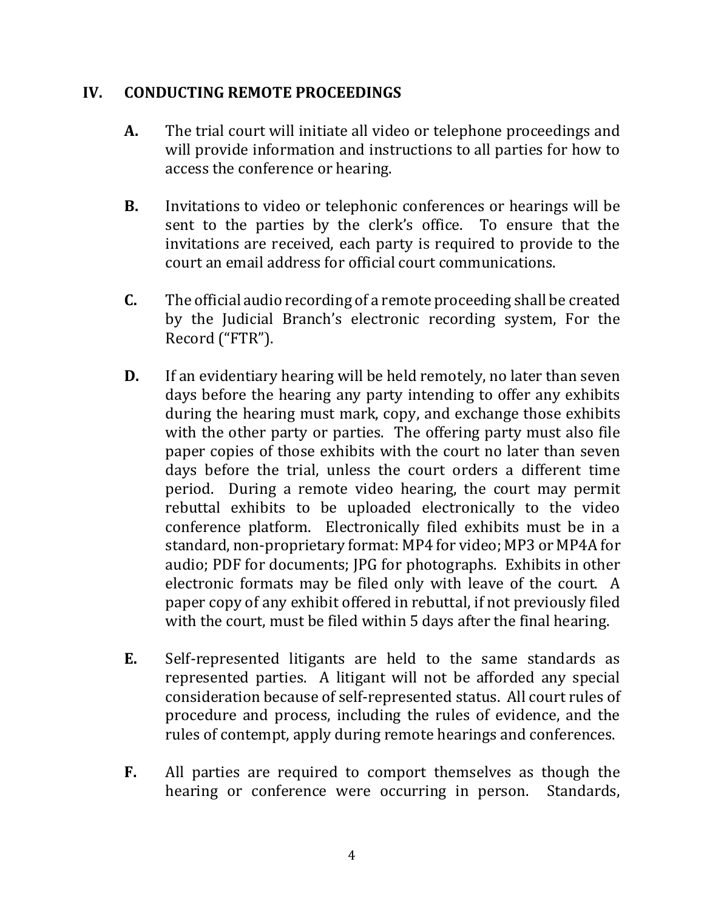## IV. CONDUCTING REMOTE PROCEEDINGS

**A.** The trial court will initiate all video or telephone proceedings and will provide information and instructions to all parties for how to access the conference or hearing.

**B.** Invitations to video or telephonic conferences or hearings will be sent to the parties by the clerk's office. To ensure that the invitations are received, each party is required to provide to the court an email address for official court communications.

**C.** The official audio recording of a remote proceeding shall be created by the Judicial Branch's electronic recording system, For the Record ("FTR").

**D.** If an evidentiary hearing will be held remotely, no later than seven days before the hearing any party intending to offer any exhibits during the hearing must mark, copy, and exchange those exhibits with the other party or parties. The offering party must also file paper copies of those exhibits with the court no later than seven days before the trial, unless the court orders a different time period. During a remote video hearing, the court may permit rebuttal exhibits to be uploaded electronically to the video conference platform. Electronically filed exhibits must be in a standard, non-proprietary format: MP4 for video; MP3 or MP4A for audio; PDF for documents; JPG for photographs. Exhibits in other electronic formats may be filed only with leave of the court. A paper copy of any exhibit offered in rebuttal, if not previously filed with the court, must be filed within 5 days after the final hearing.

**E.** Self-represented litigants are held to the same standards as represented parties. A litigant will not be afforded any special consideration because of self-represented status. All court rules of procedure and process, including the rules of evidence, and the rules of contempt, apply during remote hearings and conferences.

**F.** All parties are required to comport themselves as though the hearing or conference were occurring in person. Standards,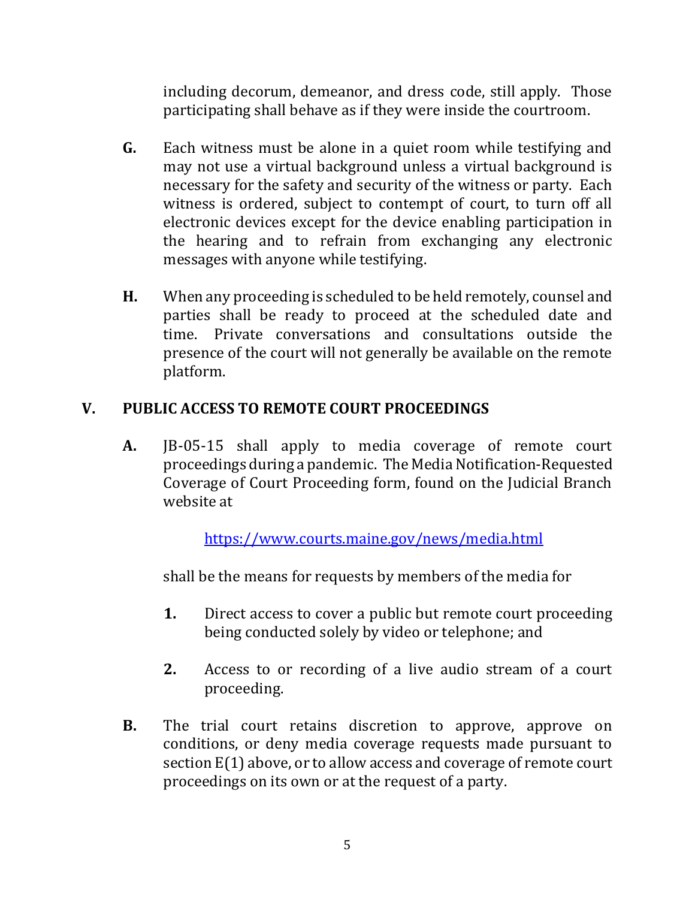including decorum, demeanor, and dress code, still apply. Those participating shall behave as if they were inside the courtroom.

**G.** Each witness must be alone in a quiet room while testifying and may not use a virtual background unless a virtual background is necessary for the safety and security of the witness or party. Each witness is ordered, subject to contempt of court, to turn off all electronic devices except for the device enabling participation in the hearing and to refrain from exchanging any electronic messages with anyone while testifying.

**H.** When any proceeding is scheduled to be held remotely, counsel and parties shall be ready to proceed at the scheduled date and time. Private conversations and consultations outside the presence of the court will not generally be available on the remote platform.

## V. PUBLIC ACCESS TO REMOTE COURT PROCEEDINGS

**A.** JB-05-15 shall apply to media coverage of remote court proceedings during a pandemic. The Media Notification-Requested Coverage of Court Proceeding form, found on the Judicial Branch website at

[https://www.courts.maine.gov/news/media.html](https://www.courts.maine.gov/news/media.html)

shall be the means for requests by members of the media for

1. Direct access to cover a public but remote court proceeding being conducted solely by video or telephone; and

2. Access to or recording of a live audio stream of a court proceeding.

**B.** The trial court retains discretion to approve, approve on conditions, or deny media coverage requests made pursuant to section E(1) above, or to allow access and coverage of remote court proceedings on its own or at the request of a party.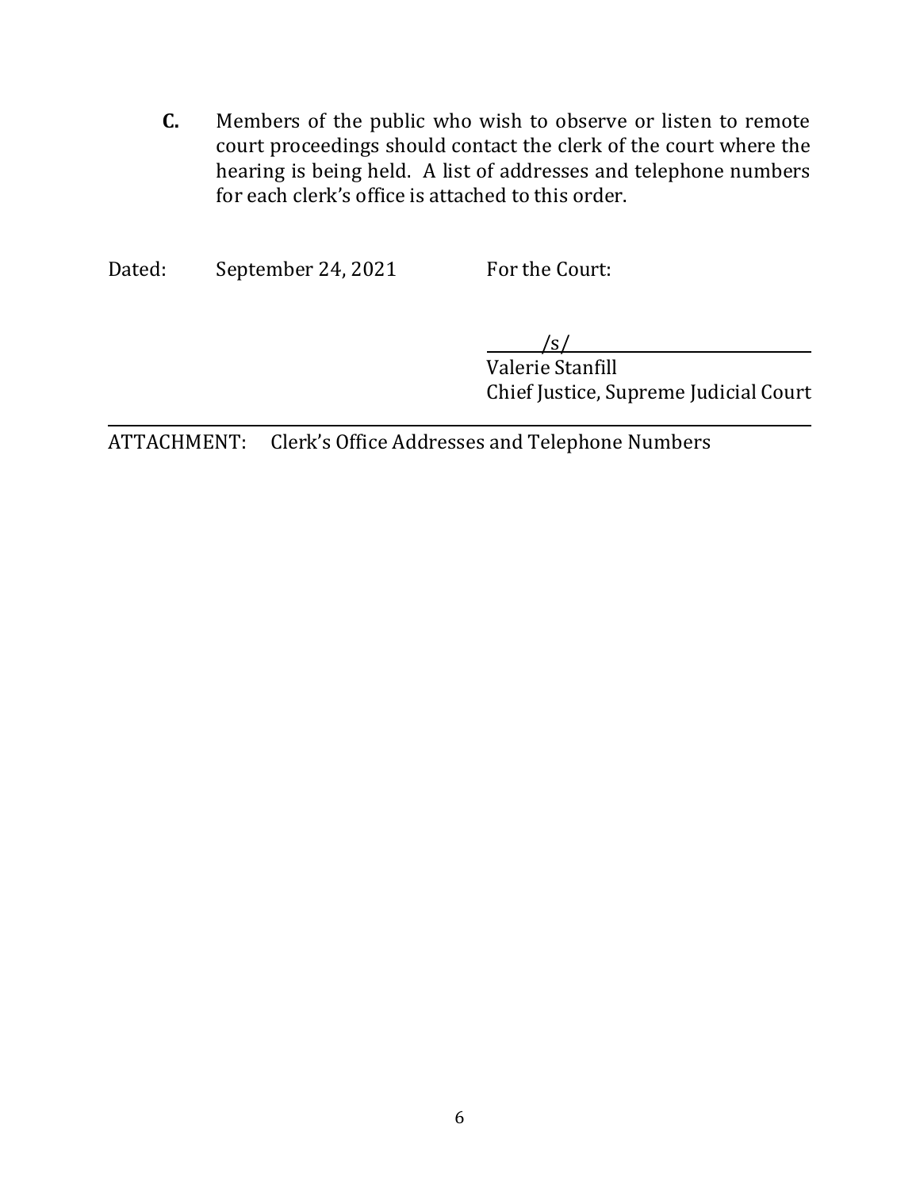**C.** Members of the public who wish to observe or listen to remote court proceedings should contact the clerk of the court where the hearing is being held. A list of addresses and telephone numbers for each clerk's office is attached to this order.

Dated: September 24, 2021

For the Court:

/s/

Valerie Stanfill
Chief Justice, Supreme Judicial Court

---

ATTACHMENT: Clerk's Office Addresses and Telephone Numbers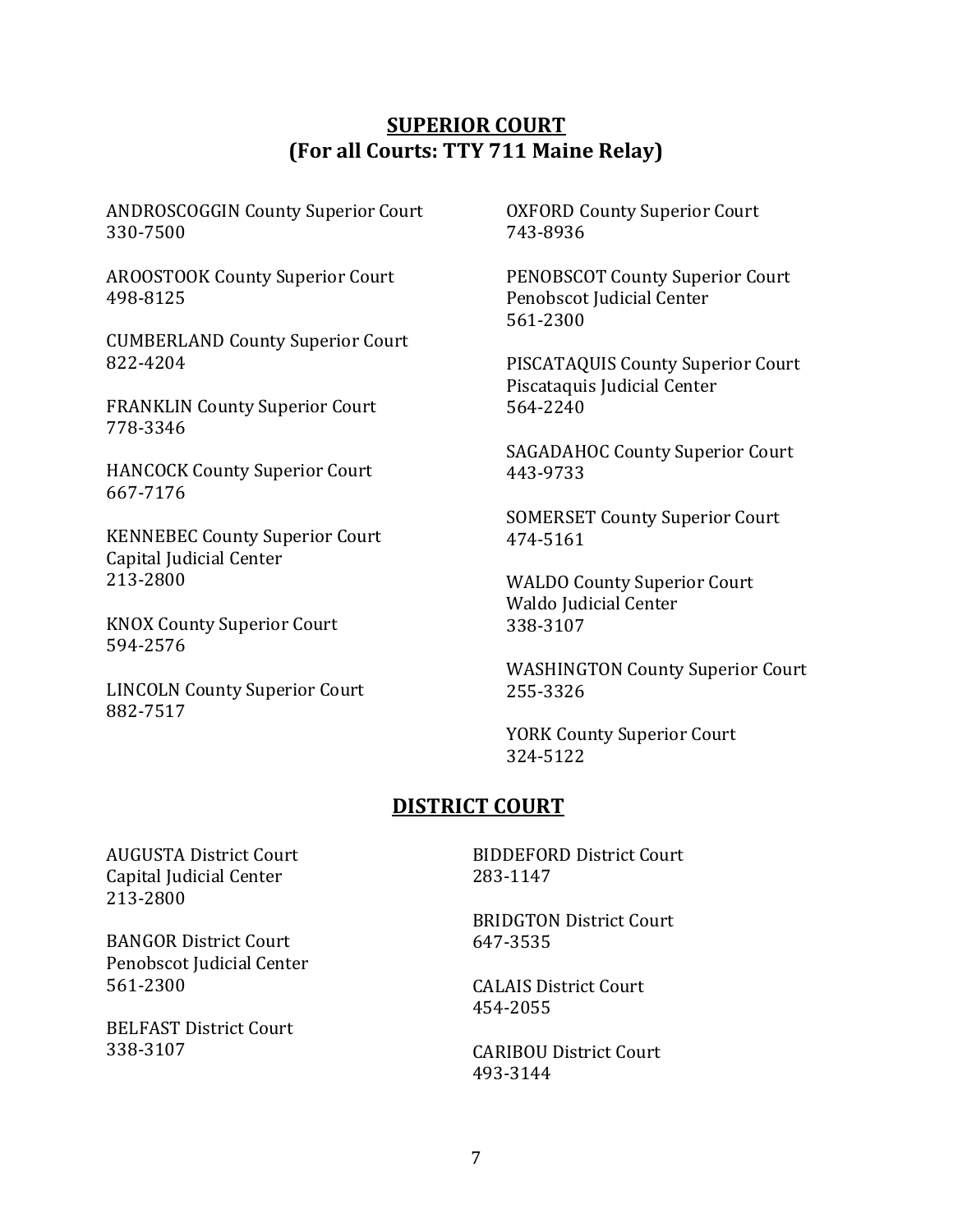## SUPERIOR COURT
## (For all Courts: TTY 711 Maine Relay)

ANDROSCOGGIN County Superior Court
330-7500

AROOSTOOK County Superior Court
498-8125

CUMBERLAND County Superior Court
822-4204

FRANKLIN County Superior Court
778-3346

HANCOCK County Superior Court
667-7176

KENNEBEC County Superior Court
Capital Judicial Center
213-2800

KNOX County Superior Court
594-2576

LINCOLN County Superior Court
882-7517

OXFORD County Superior Court
743-8936

PENOBSCOT County Superior Court
Penobscot Judicial Center
561-2300

PISCATAQUIS County Superior Court
Piscataquis Judicial Center
564-2240

SAGADAHOC County Superior Court
443-9733

SOMERSET County Superior Court
474-5161

WALDO County Superior Court
Waldo Judicial Center
338-3107

WASHINGTON County Superior Court
255-3326

YORK County Superior Court
324-5122

## DISTRICT COURT

AUGUSTA District Court
Capital Judicial Center
213-2800

BANGOR District Court
Penobscot Judicial Center
561-2300

BELFAST District Court
338-3107

BIDDEFORD District Court
283-1147

BRIDGTON District Court
647-3535

CALAIS District Court
454-2055

CARIBOU District Court
493-3144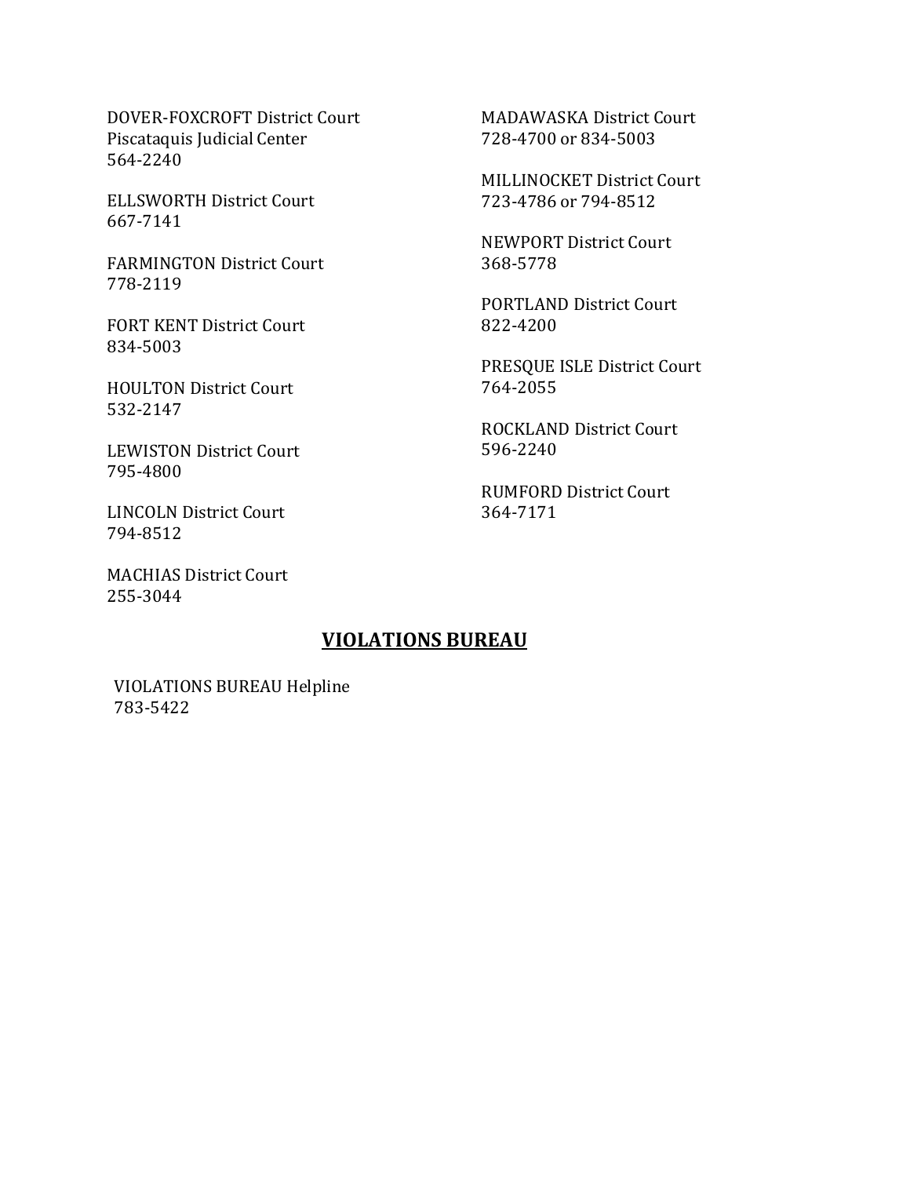DOVER-FOXCROFT District Court
Piscataquis Judicial Center
564-2240

ELLSWORTH District Court
667-7141

FARMINGTON District Court
778-2119

FORT KENT District Court
834-5003

HOULTON District Court
532-2147

LEWISTON District Court
795-4800

LINCOLN District Court
794-8512

MACHIAS District Court
255-3044

MADAWASKA District Court
728-4700 or 834-5003

MILLINOCKET District Court
723-4786 or 794-8512

NEWPORT District Court
368-5778

PORTLAND District Court
822-4200

PRESQUE ISLE District Court
764-2055

ROCKLAND District Court
596-2240

RUMFORD District Court
364-7171

## VIOLATIONS BUREAU

VIOLATIONS BUREAU Helpline
783-5422